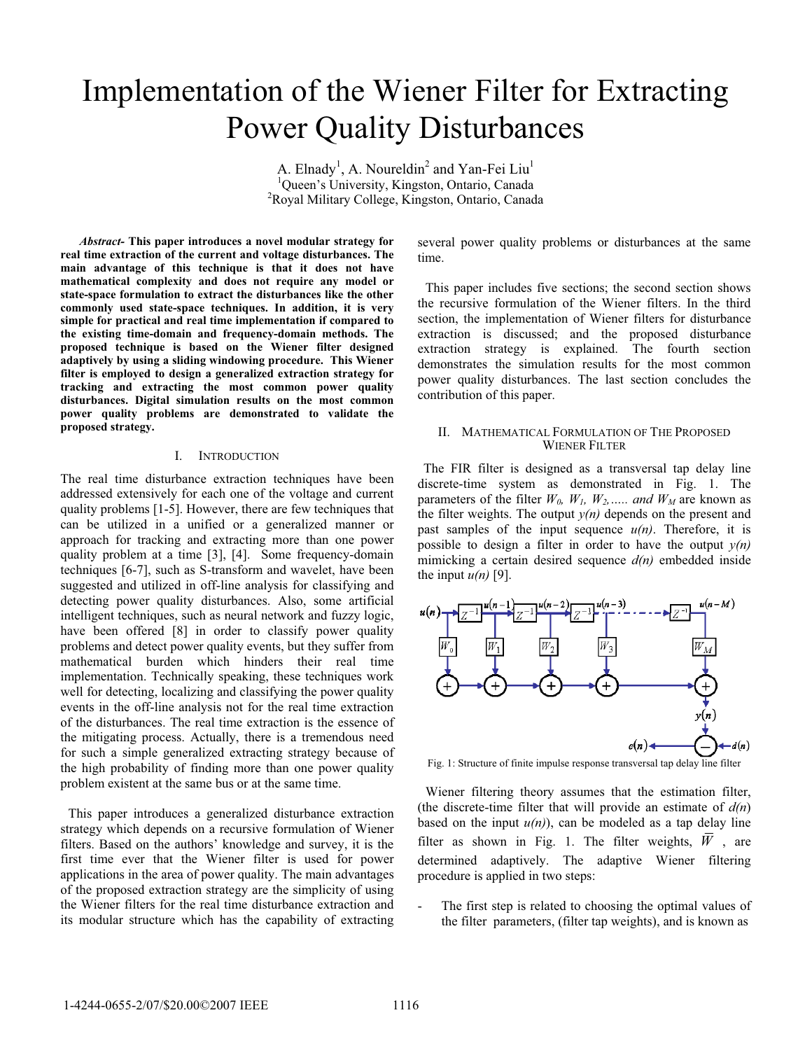# Implementation of the Wiener Filter for Extracting Power Quality Disturbances

A. Elnady[1], A. Noureldin[2] and Yan-Fei Liu[1]
[1]Queen's University, Kingston, Ontario, Canada
[2]Royal Military College, Kingston, Ontario, Canada

***Abstract*- This paper introduces a novel modular strategy for real time extraction of the current and voltage disturbances. The main advantage of this technique is that it does not have mathematical complexity and does not require any model or state-space formulation to extract the disturbances like the other commonly used state-space techniques. In addition, it is very simple for practical and real time implementation if compared to the existing time-domain and frequency-domain methods. The proposed technique is based on the Wiener filter designed adaptively by using a sliding windowing procedure. This Wiener filter is employed to design a generalized extraction strategy for tracking and extracting the most common power quality disturbances. Digital simulation results on the most common power quality problems are demonstrated to validate the proposed strategy.**

## I. Introduction

The real time disturbance extraction techniques have been addressed extensively for each one of the voltage and current quality problems [1-5]. However, there are few techniques that can be utilized in a unified or a generalized manner or approach for tracking and extracting more than one power quality problem at a time [3], [4]. Some frequency-domain techniques [6-7], such as S-transform and wavelet, have been suggested and utilized in off-line analysis for classifying and detecting power quality disturbances. Also, some artificial intelligent techniques, such as neural network and fuzzy logic, have been offered [8] in order to classify power quality problems and detect power quality events, but they suffer from mathematical burden which hinders their real time implementation. Technically speaking, these techniques work well for detecting, localizing and classifying the power quality events in the off-line analysis not for the real time extraction of the disturbances. The real time extraction is the essence of the mitigating process. Actually, there is a tremendous need for such a simple generalized extracting strategy because of the high probability of finding more than one power quality problem existent at the same bus or at the same time.

This paper introduces a generalized disturbance extraction strategy which depends on a recursive formulation of Wiener filters. Based on the authors' knowledge and survey, it is the first time ever that the Wiener filter is used for power applications in the area of power quality. The main advantages of the proposed extraction strategy are the simplicity of using the Wiener filters for the real time disturbance extraction and its modular structure which has the capability of extracting several power quality problems or disturbances at the same time.

This paper includes five sections; the second section shows the recursive formulation of the Wiener filters. In the third section, the implementation of Wiener filters for disturbance extraction is discussed; and the proposed disturbance extraction strategy is explained. The fourth section demonstrates the simulation results for the most common power quality disturbances. The last section concludes the contribution of this paper.

## II. Mathematical Formulation of The Proposed Wiener Filter

The FIR filter is designed as a transversal tap delay line discrete-time system as demonstrated in Fig. 1. The parameters of the filter $W_0, W_1, W_2, \ldots$ and $W_M$ are known as the filter weights. The output $y(n)$ depends on the present and past samples of the input sequence $u(n)$. Therefore, it is possible to design a filter in order to have the output $y(n)$ mimicking a certain desired sequence $d(n)$ embedded inside the input $u(n)$ [9].

$u(n)$
$Z^{-1}$
$u(n-1)$
$u(n-2)$
$u(n-3)$
$u(n-M)$
$W_0$
$W_1$
$W_2$
$W_3$
$W_M$
$y(n)$
$e(n)$
$d(n)$

Fig. 1: Structure of finite impulse response transversal tap delay line filter

Wiener filtering theory assumes that the estimation filter, (the discrete-time filter that will provide an estimate of $d(n)$ based on the input $u(n)$), can be modeled as a tap delay line filter as shown in Fig. 1. The filter weights, $\overline{W}$, are determined adaptively. The adaptive Wiener filtering procedure is applied in two steps:

- The first step is related to choosing the optimal values of the filter parameters, (filter tap weights), and is known as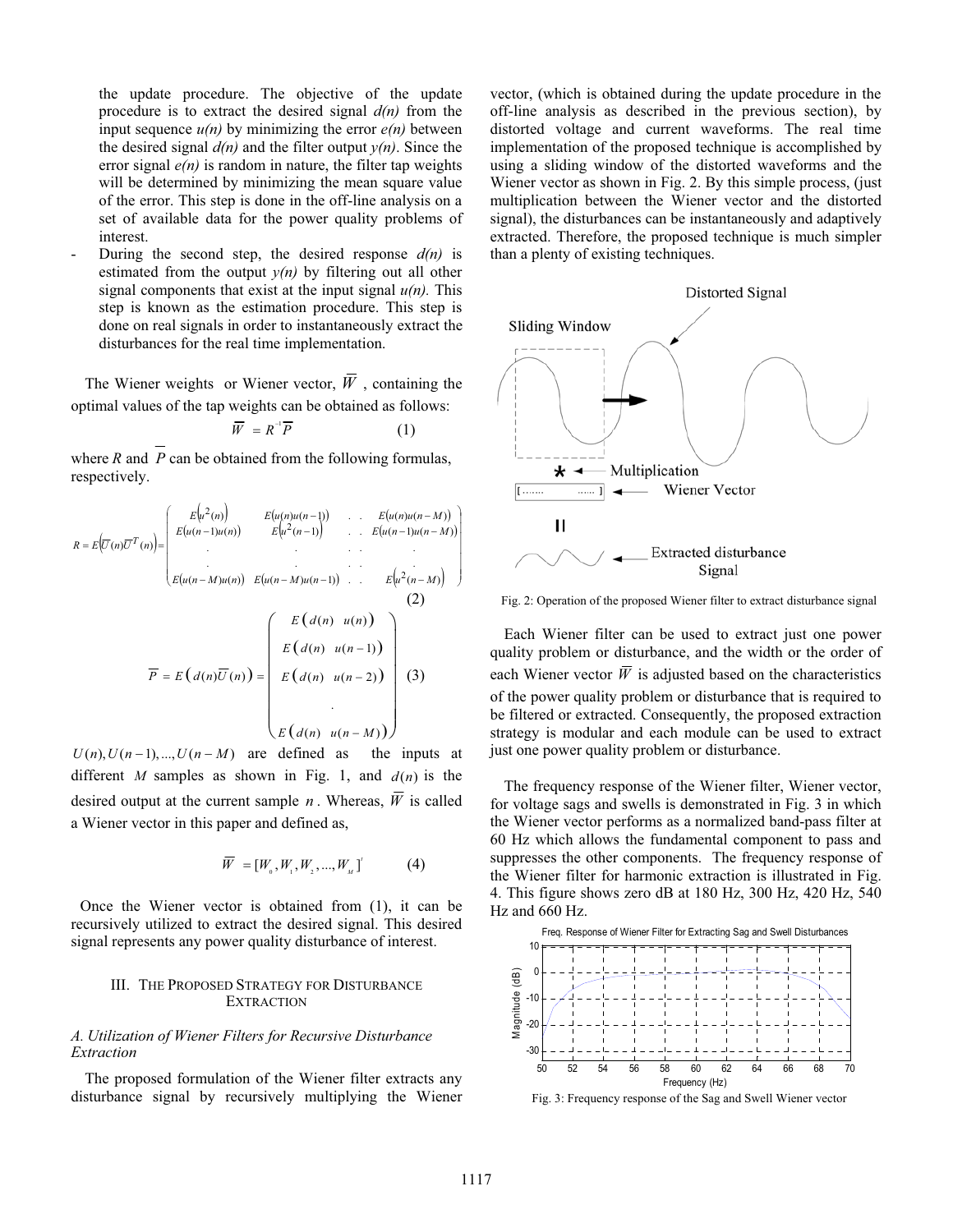the update procedure. The objective of the update procedure is to extract the desired signal *d(n)* from the input sequence *u(n)* by minimizing the error *e(n)* between the desired signal *d(n)* and the filter output *y(n)*. Since the error signal *e(n)* is random in nature, the filter tap weights will be determined by minimizing the mean square value of the error. This step is done in the off-line analysis on a set of available data for the power quality problems of interest.

- During the second step, the desired response *d(n)* is estimated from the output *y(n)* by filtering out all other signal components that exist at the input signal *u(n).* This step is known as the estimation procedure. This step is done on real signals in order to instantaneously extract the disturbances for the real time implementation.

The Wiener weights or Wiener vector, $\overline{W}$, containing the optimal values of the tap weights can be obtained as follows:

$$\overline{W} = R^{-1}\overline{P} \tag{1}$$

where $R$ and $\overline{P}$ can be obtained from the following formulas, respectively.

$$R = E\left(\overline{U}(n)\overline{U}^T(n)\right) = \begin{pmatrix} E\left(u^2(n)\right) & E\left(u(n)u(n-1)\right) & . & . & E\left(u(n)u(n-M)\right) \\ E\left(u(n-1)u(n)\right) & E\left(u^2(n-1)\right) & . & . & E\left(u(n-1)u(n-M)\right) \\ . & . & . & . & . \\ . & . & . & . & . \\ E\left(u(n-M)u(n)\right) & E\left(u(n-M)u(n-1)\right) & . & . & E\left(u^2(n-M)\right) \end{pmatrix} \tag{2}$$

$$\overline{P} = E\left(d(n)\overline{U}(n)\right) = \begin{pmatrix} E\left(d(n)\ u(n)\right) \\ E\left(d(n)\ u(n-1)\right) \\ E\left(d(n)\ u(n-2)\right) \\ . \\ E\left(d(n)\ u(n-M)\right) \end{pmatrix} \tag{3}$$

$U(n), U(n-1), ..., U(n-M)$ are defined as the inputs at different $M$ samples as shown in Fig. 1, and $d(n)$ is the desired output at the current sample $n$. Whereas, $\overline{W}$ is called a Wiener vector in this paper and defined as,

$$\overline{W} = [W_0, W_1, W_2, ..., W_M]^t \tag{4}$$

Once the Wiener vector is obtained from (1), it can be recursively utilized to extract the desired signal. This desired signal represents any power quality disturbance of interest.

## III. The Proposed Strategy for Disturbance Extraction

### *A. Utilization of Wiener Filters for Recursive Disturbance Extraction*

The proposed formulation of the Wiener filter extracts any disturbance signal by recursively multiplying the Wiener vector, (which is obtained during the update procedure in the off-line analysis as described in the previous section), by distorted voltage and current waveforms. The real time implementation of the proposed technique is accomplished by using a sliding window of the distorted waveforms and the Wiener vector as shown in Fig. 2. By this simple process, (just multiplication between the Wiener vector and the distorted signal), the disturbances can be instantaneously and adaptively extracted. Therefore, the proposed technique is much simpler than a plenty of existing techniques.

Fig. 2: Operation of the proposed Wiener filter to extract disturbance signal

Each Wiener filter can be used to extract just one power quality problem or disturbance, and the width or the order of each Wiener vector $\overline{W}$ is adjusted based on the characteristics of the power quality problem or disturbance that is required to be filtered or extracted. Consequently, the proposed extraction strategy is modular and each module can be used to extract just one power quality problem or disturbance.

The frequency response of the Wiener filter, Wiener vector, for voltage sags and swells is demonstrated in Fig. 3 in which the Wiener vector performs as a normalized band-pass filter at 60 Hz which allows the fundamental component to pass and suppresses the other components. The frequency response of the Wiener filter for harmonic extraction is illustrated in Fig. 4. This figure shows zero dB at 180 Hz, 300 Hz, 420 Hz, 540 Hz and 660 Hz.

Fig. 3: Frequency response of the Sag and Swell Wiener vector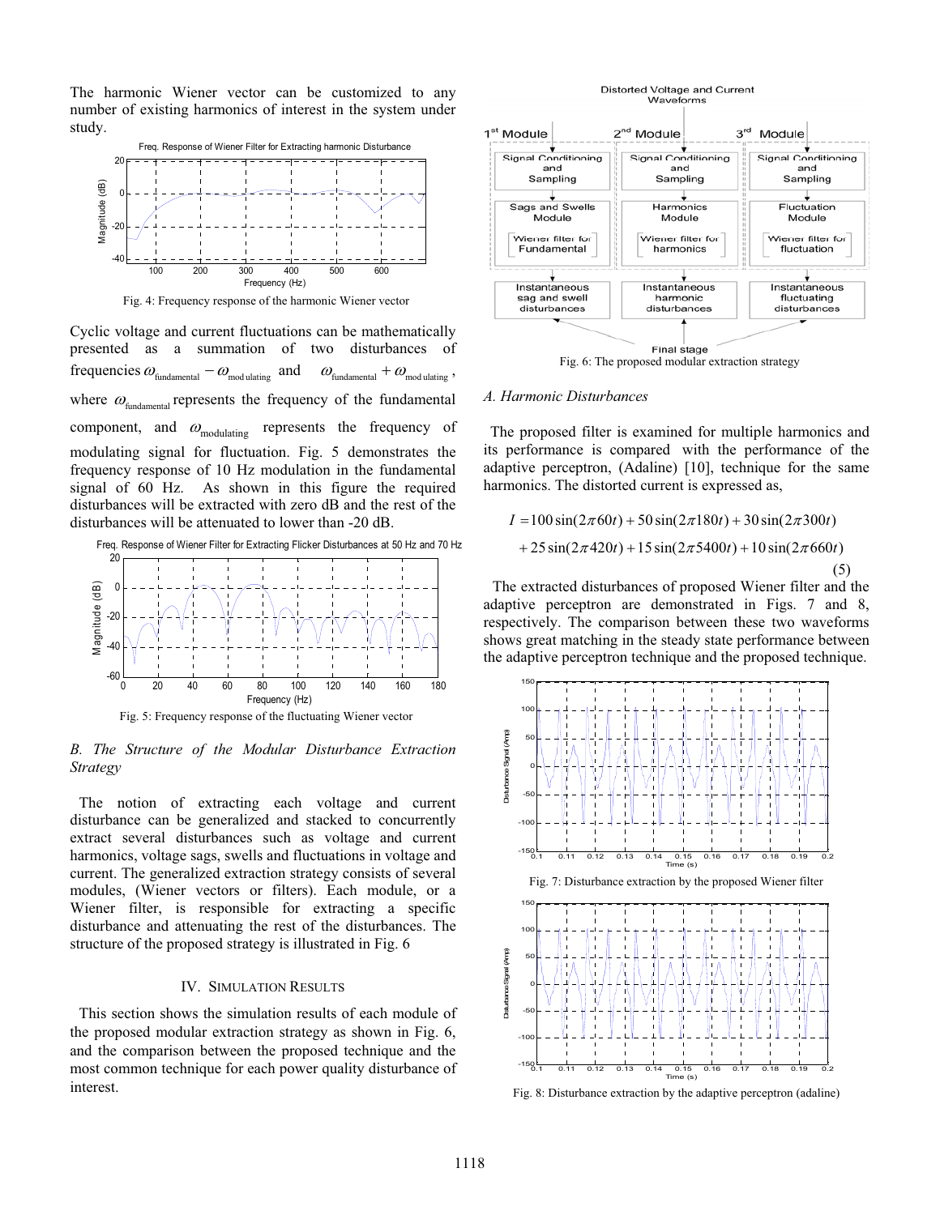The harmonic Wiener vector can be customized to any number of existing harmonics of interest in the system under study.

Fig. 4: Frequency response of the harmonic Wiener vector

Cyclic voltage and current fluctuations can be mathematically presented as a summation of two disturbances of frequencies $\omega_{\text{fundamental}} - \omega_{\text{modulating}}$ and $\omega_{\text{fundamental}} + \omega_{\text{modulating}}$, where $\omega_{\text{fundamental}}$ represents the frequency of the fundamental component, and $\omega_{\text{modulating}}$ represents the frequency of modulating signal for fluctuation. Fig. 5 demonstrates the frequency response of 10 Hz modulation in the fundamental signal of 60 Hz. As shown in this figure the required disturbances will be extracted with zero dB and the rest of the disturbances will be attenuated to lower than -20 dB.

Fig. 5: Frequency response of the fluctuating Wiener vector

### *B. The Structure of the Modular Disturbance Extraction Strategy*

The notion of extracting each voltage and current disturbance can be generalized and stacked to concurrently extract several disturbances such as voltage and current harmonics, voltage sags, swells and fluctuations in voltage and current. The generalized extraction strategy consists of several modules, (Wiener vectors or filters). Each module, or a Wiener filter, is responsible for extracting a specific disturbance and attenuating the rest of the disturbances. The structure of the proposed strategy is illustrated in Fig. 6

## IV. Simulation Results

This section shows the simulation results of each module of the proposed modular extraction strategy as shown in Fig. 6, and the comparison between the proposed technique and the most common technique for each power quality disturbance of interest.

Fig. 6: The proposed modular extraction strategy

### *A. Harmonic Disturbances*

The proposed filter is examined for multiple harmonics and its performance is compared with the performance of the adaptive perceptron, (Adaline) [10], technique for the same harmonics. The distorted current is expressed as,

$$I = 100\sin(2\pi 60t) + 50\sin(2\pi 180t) + 30\sin(2\pi 300t) + 25\sin(2\pi 420t) + 15\sin(2\pi 5400t) + 10\sin(2\pi 660t) \quad (5)$$

The extracted disturbances of proposed Wiener filter and the adaptive perceptron are demonstrated in Figs. 7 and 8, respectively. The comparison between these two waveforms shows great matching in the steady state performance between the adaptive perceptron technique and the proposed technique.

Fig. 7: Disturbance extraction by the proposed Wiener filter

Fig. 8: Disturbance extraction by the adaptive perceptron (adaline)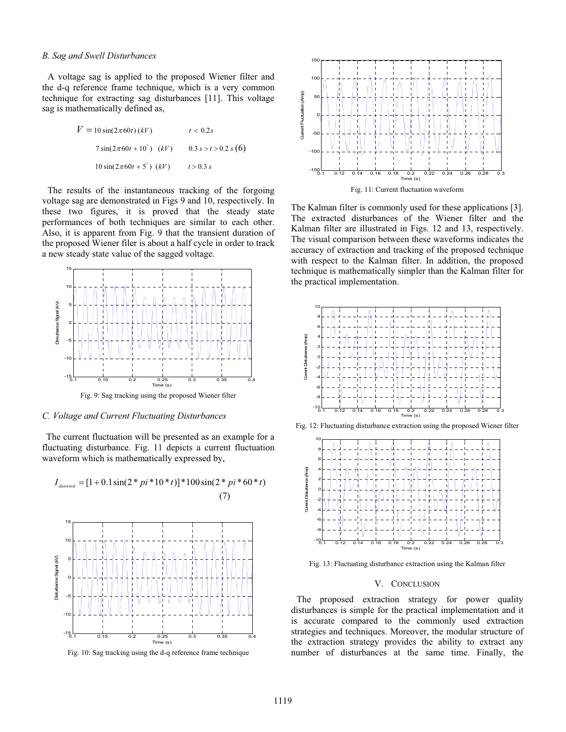### B. Sag and Swell Disturbances

A voltage sag is applied to the proposed Wiener filter and the d-q reference frame technique, which is a very common technique for extracting sag disturbances [11]. This voltage sag is mathematically defined as,

$$V = \begin{cases} 10\sin(2\pi 60t)\,(kV) & t < 0.2s \\ 7\sin(2\pi 60t + 10^{\circ})\;\;(kV) & 0.3\,s > t > 0.2\,s \\ 10\sin(2\pi 60t + 5^{\circ})\;\;(kV) & t > 0.3\,s \end{cases} \quad (6)$$

The results of the instantaneous tracking of the forgoing voltage sag are demonstrated in Figs 9 and 10, respectively. In these two figures, it is proved that the steady state performances of both techniques are similar to each other. Also, it is apparent from Fig. 9 that the transient duration of the proposed Wiener filer is about a half cycle in order to track a new steady state value of the sagged voltage.

Fig. 9: Sag tracking using the proposed Wiener filter

Fig. 10: Sag tracking using the d-q reference frame technique

### C. Voltage and Current Fluctuating Disturbances

The current fluctuation will be presented as an example for a fluctuating disturbance. Fig. 11 depicts a current fluctuation waveform which is mathematically expressed by,

$$I_{distorted} = [1 + 0.1\sin(2*pi*10*t)]*100\sin(2*pi*60*t) \quad (7)$$

Fig. 11: Current fluctuation waveform

The Kalman filter is commonly used for these applications [3]. The extracted disturbances of the Wiener filter and the Kalman filter are illustrated in Figs. 12 and 13, respectively. The visual comparison between these waveforms indicates the accuracy of extraction and tracking of the proposed technique with respect to the Kalman filter. In addition, the proposed technique is mathematically simpler than the Kalman filter for the practical implementation.

Fig. 12: Fluctuating disturbance extraction using the proposed Wiener filter

Fig. 13: Fluctuating disturbance extraction using the Kalman filter

## V. Conclusion

The proposed extraction strategy for power quality disturbances is simple for the practical implementation and it is accurate compared to the commonly used extraction strategies and techniques. Moreover, the modular structure of the extraction strategy provides the ability to extract any number of disturbances at the same time. Finally, the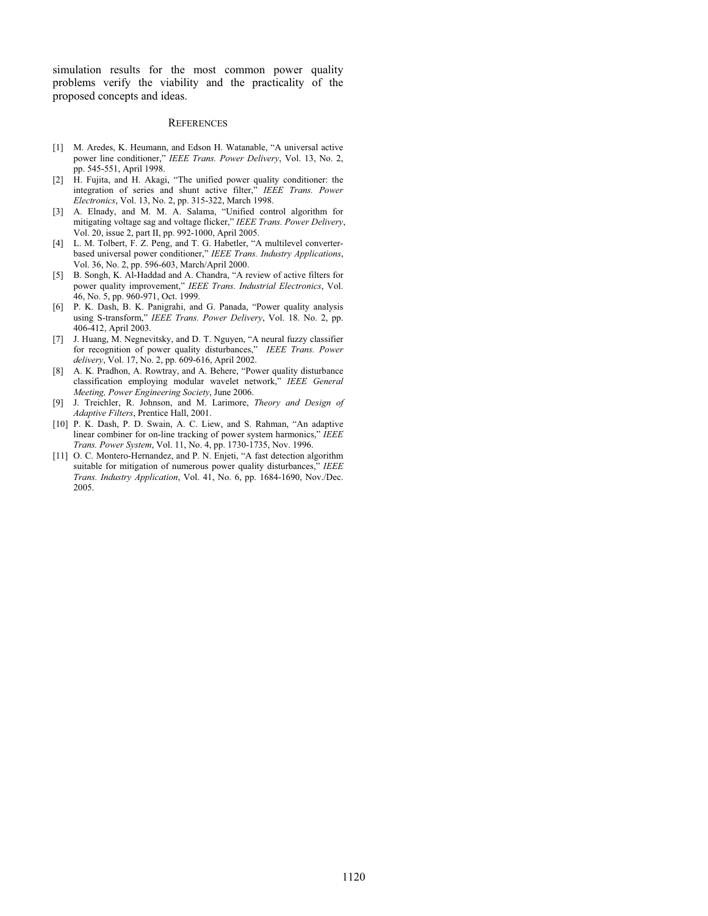simulation results for the most common power quality problems verify the viability and the practicality of the proposed concepts and ideas.

## REFERENCES

[1] M. Aredes, K. Heumann, and Edson H. Watanable, "A universal active power line conditioner," *IEEE Trans. Power Delivery*, Vol. 13, No. 2, pp. 545-551, April 1998.

[2] H. Fujita, and H. Akagi, "The unified power quality conditioner: the integration of series and shunt active filter," *IEEE Trans. Power Electronics*, Vol. 13, No. 2, pp. 315-322, March 1998.

[3] A. Elnady, and M. M. A. Salama, "Unified control algorithm for mitigating voltage sag and voltage flicker," *IEEE Trans. Power Delivery*, Vol. 20, issue 2, part II, pp. 992-1000, April 2005.

[4] L. M. Tolbert, F. Z. Peng, and T. G. Habetler, "A multilevel converter-based universal power conditioner," *IEEE Trans. Industry Applications*, Vol. 36, No. 2, pp. 596-603, March/April 2000.

[5] B. Songh, K. Al-Haddad and A. Chandra, "A review of active filters for power quality improvement," *IEEE Trans. Industrial Electronics*, Vol. 46, No. 5, pp. 960-971, Oct. 1999.

[6] P. K. Dash, B. K. Panigrahi, and G. Panada, "Power quality analysis using S-transform," *IEEE Trans. Power Delivery*, Vol. 18. No. 2, pp. 406-412, April 2003.

[7] J. Huang, M. Negnevitsky, and D. T. Nguyen, "A neural fuzzy classifier for recognition of power quality disturbances," *IEEE Trans. Power delivery*, Vol. 17, No. 2, pp. 609-616, April 2002.

[8] A. K. Pradhon, A. Rowtray, and A. Behere, "Power quality disturbance classification employing modular wavelet network," *IEEE General Meeting, Power Engineering Society*, June 2006.

[9] J. Treichler, R. Johnson, and M. Larimore, *Theory and Design of Adaptive Filters*, Prentice Hall, 2001.

[10] P. K. Dash, P. D. Swain, A. C. Liew, and S. Rahman, "An adaptive linear combiner for on-line tracking of power system harmonics," *IEEE Trans. Power System*, Vol. 11, No. 4, pp. 1730-1735, Nov. 1996.

[11] O. C. Montero-Hernandez, and P. N. Enjeti, "A fast detection algorithm suitable for mitigation of numerous power quality disturbances," *IEEE Trans. Industry Application*, Vol. 41, No. 6, pp. 1684-1690, Nov./Dec. 2005.